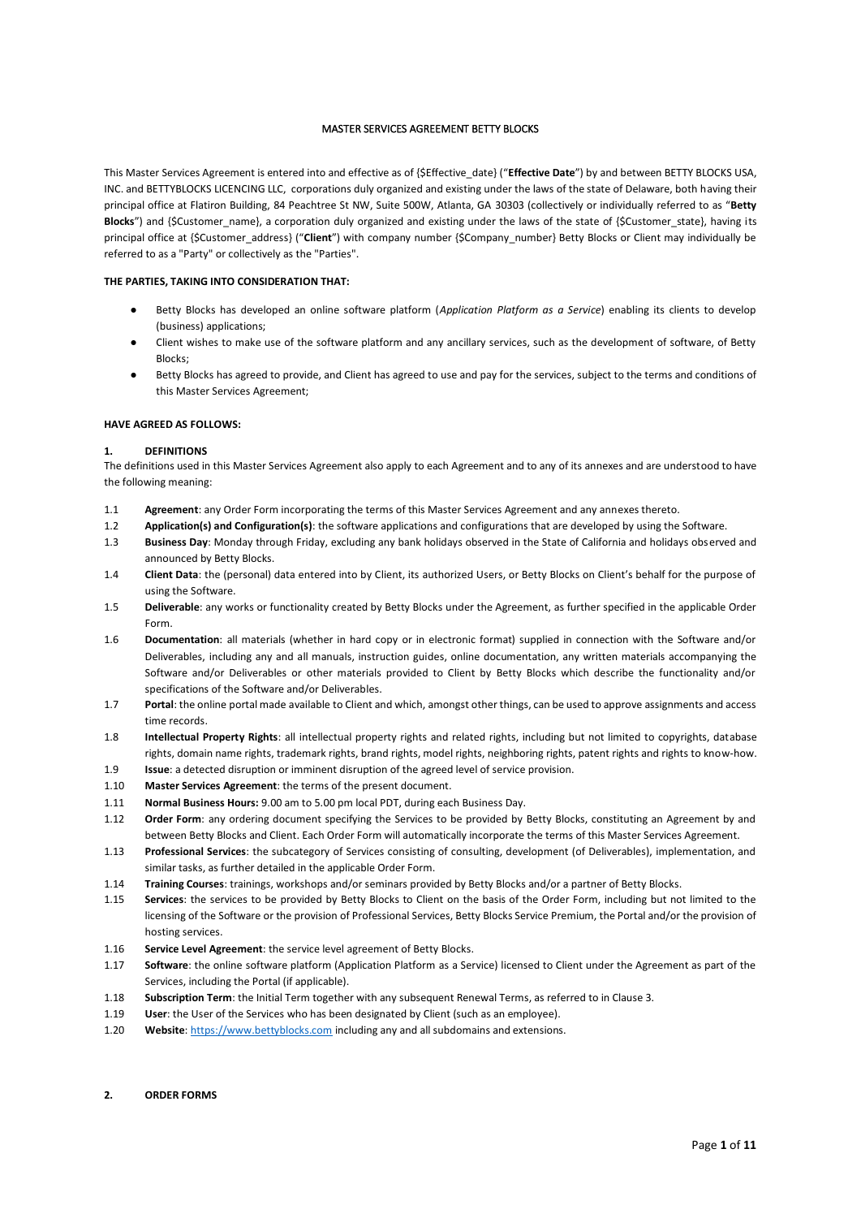# MASTER SERVICES AGREEMENT BETTY BLOCKS

This Master Services Agreement is entered into and effective as of {$Effective_date} ("**Effective Date**") by and between BETTY BLOCKS USA, INC. and BETTYBLOCKS LICENCING LLC, corporations duly organized and existing under the laws of the state of Delaware, both having their principal office at Flatiron Building, 84 Peachtree St NW, Suite 500W, Atlanta, GA 30303 (collectively or individually referred to as "**Betty Blocks**") and {$Customer_name}, a corporation duly organized and existing under the laws of the state of {$Customer_state}, having its principal office at {$Customer_address} ("**Client**") with company number {$Company_number} Betty Blocks or Client may individually be referred to as a "Party" or collectively as the "Parties".

**THE PARTIES, TAKING INTO CONSIDERATION THAT:**

- Betty Blocks has developed an online software platform (*Application Platform as a Service*) enabling its clients to develop (business) applications;
- Client wishes to make use of the software platform and any ancillary services, such as the development of software, of Betty Blocks;
- Betty Blocks has agreed to provide, and Client has agreed to use and pay for the services, subject to the terms and conditions of this Master Services Agreement;

**HAVE AGREED AS FOLLOWS:**

## 1. DEFINITIONS

The definitions used in this Master Services Agreement also apply to each Agreement and to any of its annexes and are understood to have the following meaning:

1.1 **Agreement**: any Order Form incorporating the terms of this Master Services Agreement and any annexes thereto.

1.2 **Application(s) and Configuration(s)**: the software applications and configurations that are developed by using the Software.

1.3 **Business Day**: Monday through Friday, excluding any bank holidays observed in the State of California and holidays observed and announced by Betty Blocks.

1.4 **Client Data**: the (personal) data entered into by Client, its authorized Users, or Betty Blocks on Client's behalf for the purpose of using the Software.

1.5 **Deliverable**: any works or functionality created by Betty Blocks under the Agreement, as further specified in the applicable Order Form.

1.6 **Documentation**: all materials (whether in hard copy or in electronic format) supplied in connection with the Software and/or Deliverables, including any and all manuals, instruction guides, online documentation, any written materials accompanying the Software and/or Deliverables or other materials provided to Client by Betty Blocks which describe the functionality and/or specifications of the Software and/or Deliverables.

1.7 **Portal**: the online portal made available to Client and which, amongst other things, can be used to approve assignments and access time records.

1.8 **Intellectual Property Rights**: all intellectual property rights and related rights, including but not limited to copyrights, database rights, domain name rights, trademark rights, brand rights, model rights, neighboring rights, patent rights and rights to know-how.

1.9 **Issue**: a detected disruption or imminent disruption of the agreed level of service provision.

1.10 **Master Services Agreement**: the terms of the present document.

1.11 **Normal Business Hours:** 9.00 am to 5.00 pm local PDT, during each Business Day.

1.12 **Order Form**: any ordering document specifying the Services to be provided by Betty Blocks, constituting an Agreement by and between Betty Blocks and Client. Each Order Form will automatically incorporate the terms of this Master Services Agreement.

1.13 **Professional Services**: the subcategory of Services consisting of consulting, development (of Deliverables), implementation, and similar tasks, as further detailed in the applicable Order Form.

1.14 **Training Courses**: trainings, workshops and/or seminars provided by Betty Blocks and/or a partner of Betty Blocks.

1.15 **Services**: the services to be provided by Betty Blocks to Client on the basis of the Order Form, including but not limited to the licensing of the Software or the provision of Professional Services, Betty Blocks Service Premium, the Portal and/or the provision of hosting services.

1.16 **Service Level Agreement**: the service level agreement of Betty Blocks.

1.17 **Software**: the online software platform (Application Platform as a Service) licensed to Client under the Agreement as part of the Services, including the Portal (if applicable).

1.18 **Subscription Term**: the Initial Term together with any subsequent Renewal Terms, as referred to in Clause 3.

1.19 **User**: the User of the Services who has been designated by Client (such as an employee).

1.20 **Website**: https://www.bettyblocks.com including any and all subdomains and extensions.

## 2. ORDER FORMS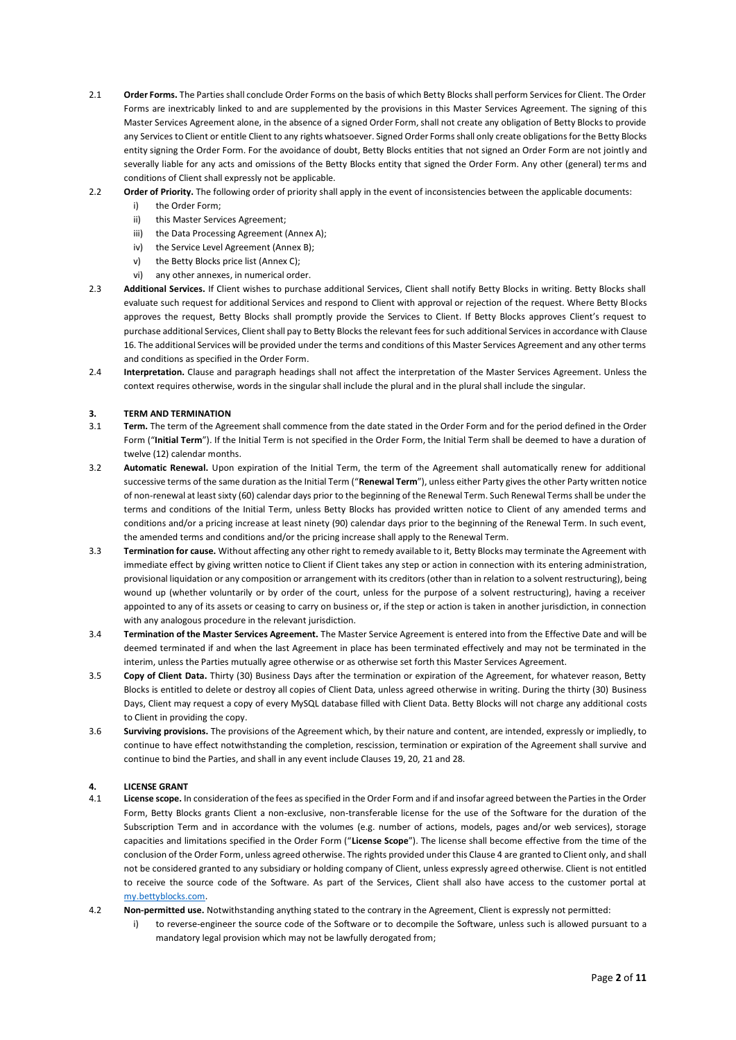2.1 **Order Forms.** The Parties shall conclude Order Forms on the basis of which Betty Blocks shall perform Services for Client. The Order Forms are inextricably linked to and are supplemented by the provisions in this Master Services Agreement. The signing of this Master Services Agreement alone, in the absence of a signed Order Form, shall not create any obligation of Betty Blocks to provide any Services to Client or entitle Client to any rights whatsoever. Signed Order Forms shall only create obligations for the Betty Blocks entity signing the Order Form. For the avoidance of doubt, Betty Blocks entities that not signed an Order Form are not jointly and severally liable for any acts and omissions of the Betty Blocks entity that signed the Order Form. Any other (general) terms and conditions of Client shall expressly not be applicable.

2.2 **Order of Priority.** The following order of priority shall apply in the event of inconsistencies between the applicable documents:

i) the Order Form;
ii) this Master Services Agreement;
iii) the Data Processing Agreement (Annex A);
iv) the Service Level Agreement (Annex B);
v) the Betty Blocks price list (Annex C);
vi) any other annexes, in numerical order.

2.3 **Additional Services.** If Client wishes to purchase additional Services, Client shall notify Betty Blocks in writing. Betty Blocks shall evaluate such request for additional Services and respond to Client with approval or rejection of the request. Where Betty Blocks approves the request, Betty Blocks shall promptly provide the Services to Client. If Betty Blocks approves Client's request to purchase additional Services, Client shall pay to Betty Blocks the relevant fees for such additional Services in accordance with Clause 16. The additional Services will be provided under the terms and conditions of this Master Services Agreement and any other terms and conditions as specified in the Order Form.

2.4 **Interpretation.** Clause and paragraph headings shall not affect the interpretation of the Master Services Agreement. Unless the context requires otherwise, words in the singular shall include the plural and in the plural shall include the singular.

## 3. TERM AND TERMINATION

3.1 **Term.** The term of the Agreement shall commence from the date stated in the Order Form and for the period defined in the Order Form ("**Initial Term**"). If the Initial Term is not specified in the Order Form, the Initial Term shall be deemed to have a duration of twelve (12) calendar months.

3.2 **Automatic Renewal.** Upon expiration of the Initial Term, the term of the Agreement shall automatically renew for additional successive terms of the same duration as the Initial Term ("**Renewal Term**"), unless either Party gives the other Party written notice of non-renewal at least sixty (60) calendar days prior to the beginning of the Renewal Term. Such Renewal Terms shall be under the terms and conditions of the Initial Term, unless Betty Blocks has provided written notice to Client of any amended terms and conditions and/or a pricing increase at least ninety (90) calendar days prior to the beginning of the Renewal Term. In such event, the amended terms and conditions and/or the pricing increase shall apply to the Renewal Term.

3.3 **Termination for cause.** Without affecting any other right to remedy available to it, Betty Blocks may terminate the Agreement with immediate effect by giving written notice to Client if Client takes any step or action in connection with its entering administration, provisional liquidation or any composition or arrangement with its creditors (other than in relation to a solvent restructuring), being wound up (whether voluntarily or by order of the court, unless for the purpose of a solvent restructuring), having a receiver appointed to any of its assets or ceasing to carry on business or, if the step or action is taken in another jurisdiction, in connection with any analogous procedure in the relevant jurisdiction.

3.4 **Termination of the Master Services Agreement.** The Master Service Agreement is entered into from the Effective Date and will be deemed terminated if and when the last Agreement in place has been terminated effectively and may not be terminated in the interim, unless the Parties mutually agree otherwise or as otherwise set forth this Master Services Agreement.

3.5 **Copy of Client Data.** Thirty (30) Business Days after the termination or expiration of the Agreement, for whatever reason, Betty Blocks is entitled to delete or destroy all copies of Client Data, unless agreed otherwise in writing. During the thirty (30) Business Days, Client may request a copy of every MySQL database filled with Client Data. Betty Blocks will not charge any additional costs to Client in providing the copy.

3.6 **Surviving provisions.** The provisions of the Agreement which, by their nature and content, are intended, expressly or impliedly, to continue to have effect notwithstanding the completion, rescission, termination or expiration of the Agreement shall survive and continue to bind the Parties, and shall in any event include Clauses 19, 20, 21 and 28.

## 4. LICENSE GRANT

4.1 **License scope.** In consideration of the fees as specified in the Order Form and if and insofar agreed between the Parties in the Order Form, Betty Blocks grants Client a non-exclusive, non-transferable license for the use of the Software for the duration of the Subscription Term and in accordance with the volumes (e.g. number of actions, models, pages and/or web services), storage capacities and limitations specified in the Order Form ("**License Scope**"). The license shall become effective from the time of the conclusion of the Order Form, unless agreed otherwise. The rights provided under this Clause 4 are granted to Client only, and shall not be considered granted to any subsidiary or holding company of Client, unless expressly agreed otherwise. Client is not entitled to receive the source code of the Software. As part of the Services, Client shall also have access to the customer portal at my.bettyblocks.com.

4.2 **Non-permitted use.** Notwithstanding anything stated to the contrary in the Agreement, Client is expressly not permitted:

i) to reverse-engineer the source code of the Software or to decompile the Software, unless such is allowed pursuant to a mandatory legal provision which may not be lawfully derogated from;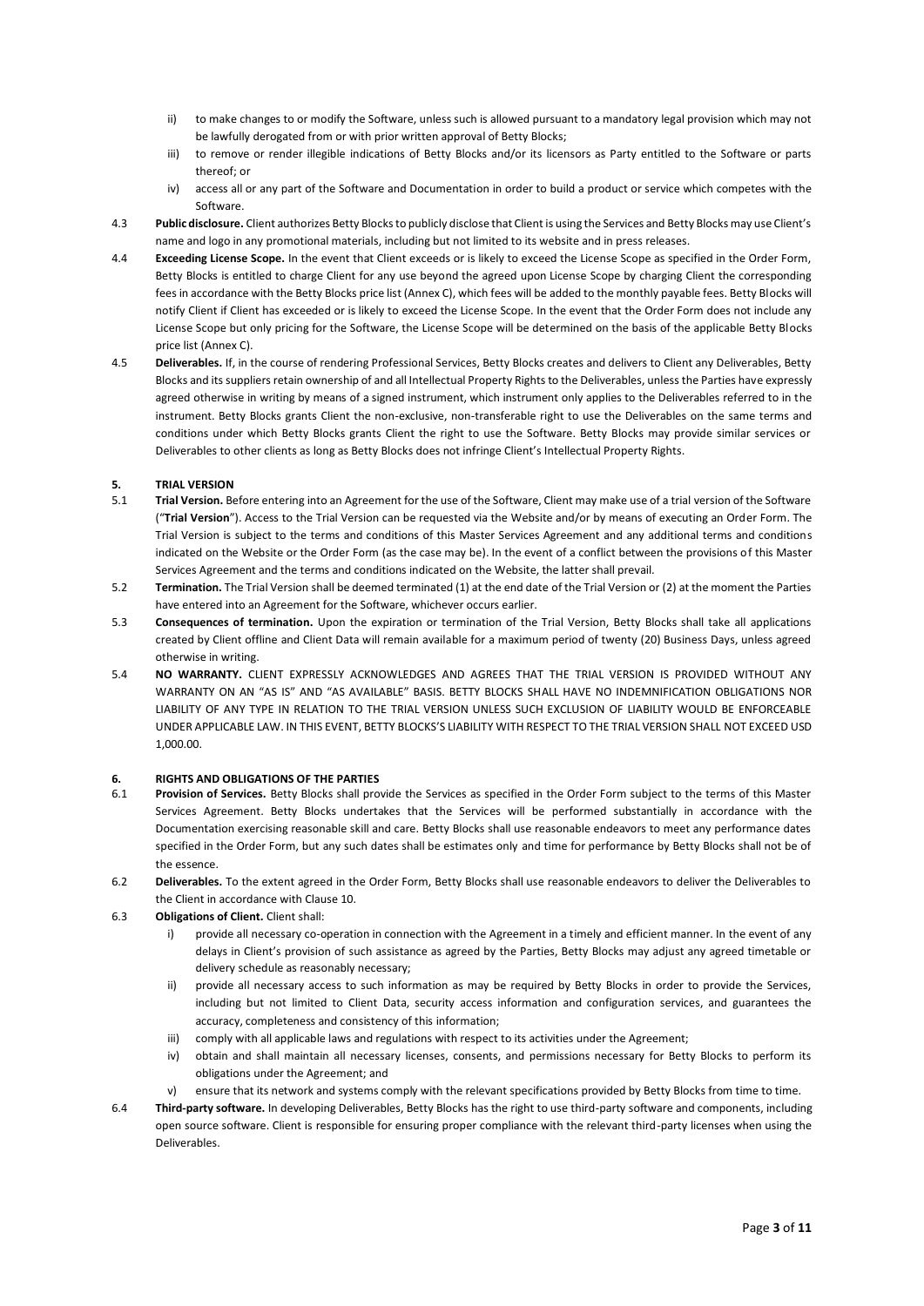ii) to make changes to or modify the Software, unless such is allowed pursuant to a mandatory legal provision which may not be lawfully derogated from or with prior written approval of Betty Blocks;

iii) to remove or render illegible indications of Betty Blocks and/or its licensors as Party entitled to the Software or parts thereof; or

iv) access all or any part of the Software and Documentation in order to build a product or service which competes with the Software.

4.3 **Public disclosure.** Client authorizes Betty Blocks to publicly disclose that Client is using the Services and Betty Blocks may use Client's name and logo in any promotional materials, including but not limited to its website and in press releases.

4.4 **Exceeding License Scope.** In the event that Client exceeds or is likely to exceed the License Scope as specified in the Order Form, Betty Blocks is entitled to charge Client for any use beyond the agreed upon License Scope by charging Client the corresponding fees in accordance with the Betty Blocks price list (Annex C), which fees will be added to the monthly payable fees. Betty Blocks will notify Client if Client has exceeded or is likely to exceed the License Scope. In the event that the Order Form does not include any License Scope but only pricing for the Software, the License Scope will be determined on the basis of the applicable Betty Blocks price list (Annex C).

4.5 **Deliverables.** If, in the course of rendering Professional Services, Betty Blocks creates and delivers to Client any Deliverables, Betty Blocks and its suppliers retain ownership of and all Intellectual Property Rights to the Deliverables, unless the Parties have expressly agreed otherwise in writing by means of a signed instrument, which instrument only applies to the Deliverables referred to in the instrument. Betty Blocks grants Client the non-exclusive, non-transferable right to use the Deliverables on the same terms and conditions under which Betty Blocks grants Client the right to use the Software. Betty Blocks may provide similar services or Deliverables to other clients as long as Betty Blocks does not infringe Client's Intellectual Property Rights.

## 5. TRIAL VERSION

5.1 **Trial Version.** Before entering into an Agreement for the use of the Software, Client may make use of a trial version of the Software ("**Trial Version**"). Access to the Trial Version can be requested via the Website and/or by means of executing an Order Form. The Trial Version is subject to the terms and conditions of this Master Services Agreement and any additional terms and conditions indicated on the Website or the Order Form (as the case may be). In the event of a conflict between the provisions of this Master Services Agreement and the terms and conditions indicated on the Website, the latter shall prevail.

5.2 **Termination.** The Trial Version shall be deemed terminated (1) at the end date of the Trial Version or (2) at the moment the Parties have entered into an Agreement for the Software, whichever occurs earlier.

5.3 **Consequences of termination.** Upon the expiration or termination of the Trial Version, Betty Blocks shall take all applications created by Client offline and Client Data will remain available for a maximum period of twenty (20) Business Days, unless agreed otherwise in writing.

5.4 **NO WARRANTY.** CLIENT EXPRESSLY ACKNOWLEDGES AND AGREES THAT THE TRIAL VERSION IS PROVIDED WITHOUT ANY WARRANTY ON AN "AS IS" AND "AS AVAILABLE" BASIS. BETTY BLOCKS SHALL HAVE NO INDEMNIFICATION OBLIGATIONS NOR LIABILITY OF ANY TYPE IN RELATION TO THE TRIAL VERSION UNLESS SUCH EXCLUSION OF LIABILITY WOULD BE ENFORCEABLE UNDER APPLICABLE LAW. IN THIS EVENT, BETTY BLOCKS'S LIABILITY WITH RESPECT TO THE TRIAL VERSION SHALL NOT EXCEED USD 1,000.00.

## 6. RIGHTS AND OBLIGATIONS OF THE PARTIES

6.1 **Provision of Services.** Betty Blocks shall provide the Services as specified in the Order Form subject to the terms of this Master Services Agreement. Betty Blocks undertakes that the Services will be performed substantially in accordance with the Documentation exercising reasonable skill and care. Betty Blocks shall use reasonable endeavors to meet any performance dates specified in the Order Form, but any such dates shall be estimates only and time for performance by Betty Blocks shall not be of the essence.

6.2 **Deliverables.** To the extent agreed in the Order Form, Betty Blocks shall use reasonable endeavors to deliver the Deliverables to the Client in accordance with Clause 10.

6.3 **Obligations of Client.** Client shall:

i) provide all necessary co-operation in connection with the Agreement in a timely and efficient manner. In the event of any delays in Client's provision of such assistance as agreed by the Parties, Betty Blocks may adjust any agreed timetable or delivery schedule as reasonably necessary;

ii) provide all necessary access to such information as may be required by Betty Blocks in order to provide the Services, including but not limited to Client Data, security access information and configuration services, and guarantees the accuracy, completeness and consistency of this information;

iii) comply with all applicable laws and regulations with respect to its activities under the Agreement;

iv) obtain and shall maintain all necessary licenses, consents, and permissions necessary for Betty Blocks to perform its obligations under the Agreement; and

v) ensure that its network and systems comply with the relevant specifications provided by Betty Blocks from time to time.

6.4 **Third-party software.** In developing Deliverables, Betty Blocks has the right to use third-party software and components, including open source software. Client is responsible for ensuring proper compliance with the relevant third-party licenses when using the Deliverables.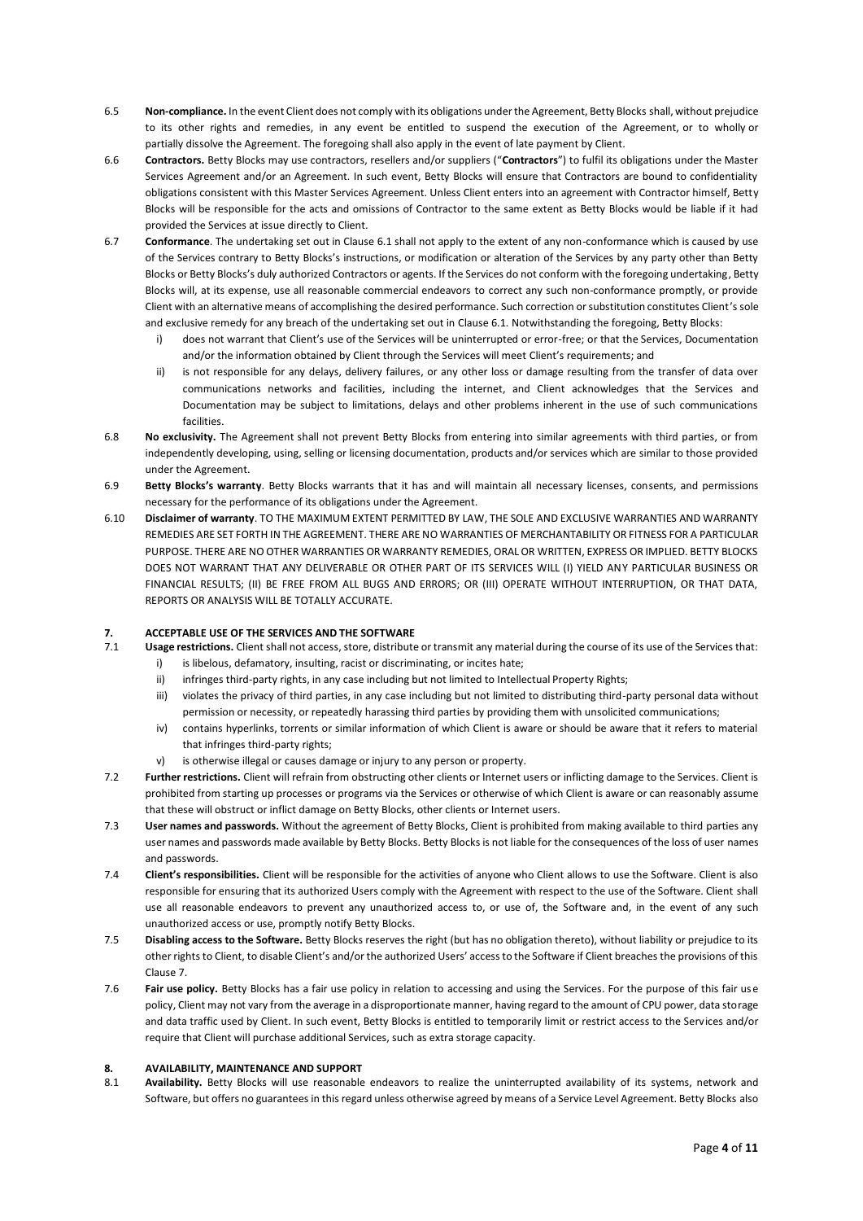6.5 **Non-compliance.** In the event Client does not comply with its obligations under the Agreement, Betty Blocks shall, without prejudice to its other rights and remedies, in any event be entitled to suspend the execution of the Agreement, or to wholly or partially dissolve the Agreement. The foregoing shall also apply in the event of late payment by Client.

6.6 **Contractors.** Betty Blocks may use contractors, resellers and/or suppliers ("**Contractors**") to fulfil its obligations under the Master Services Agreement and/or an Agreement. In such event, Betty Blocks will ensure that Contractors are bound to confidentiality obligations consistent with this Master Services Agreement. Unless Client enters into an agreement with Contractor himself, Betty Blocks will be responsible for the acts and omissions of Contractor to the same extent as Betty Blocks would be liable if it had provided the Services at issue directly to Client.

6.7 **Conformance**. The undertaking set out in Clause 6.1 shall not apply to the extent of any non-conformance which is caused by use of the Services contrary to Betty Blocks's instructions, or modification or alteration of the Services by any party other than Betty Blocks or Betty Blocks's duly authorized Contractors or agents. If the Services do not conform with the foregoing undertaking, Betty Blocks will, at its expense, use all reasonable commercial endeavors to correct any such non-conformance promptly, or provide Client with an alternative means of accomplishing the desired performance. Such correction or substitution constitutes Client's sole and exclusive remedy for any breach of the undertaking set out in Clause 6.1. Notwithstanding the foregoing, Betty Blocks:

   i) does not warrant that Client's use of the Services will be uninterrupted or error-free; or that the Services, Documentation and/or the information obtained by Client through the Services will meet Client's requirements; and
   ii) is not responsible for any delays, delivery failures, or any other loss or damage resulting from the transfer of data over communications networks and facilities, including the internet, and Client acknowledges that the Services and Documentation may be subject to limitations, delays and other problems inherent in the use of such communications facilities.

6.8 **No exclusivity.** The Agreement shall not prevent Betty Blocks from entering into similar agreements with third parties, or from independently developing, using, selling or licensing documentation, products and/or services which are similar to those provided under the Agreement.

6.9 **Betty Blocks's warranty**. Betty Blocks warrants that it has and will maintain all necessary licenses, consents, and permissions necessary for the performance of its obligations under the Agreement.

6.10 **Disclaimer of warranty**. TO THE MAXIMUM EXTENT PERMITTED BY LAW, THE SOLE AND EXCLUSIVE WARRANTIES AND WARRANTY REMEDIES ARE SET FORTH IN THE AGREEMENT. THERE ARE NO WARRANTIES OF MERCHANTABILITY OR FITNESS FOR A PARTICULAR PURPOSE. THERE ARE NO OTHER WARRANTIES OR WARRANTY REMEDIES, ORAL OR WRITTEN, EXPRESS OR IMPLIED. BETTY BLOCKS DOES NOT WARRANT THAT ANY DELIVERABLE OR OTHER PART OF ITS SERVICES WILL (I) YIELD ANY PARTICULAR BUSINESS OR FINANCIAL RESULTS; (II) BE FREE FROM ALL BUGS AND ERRORS; OR (III) OPERATE WITHOUT INTERRUPTION, OR THAT DATA, REPORTS OR ANALYSIS WILL BE TOTALLY ACCURATE.

## 7. ACCEPTABLE USE OF THE SERVICES AND THE SOFTWARE

7.1 **Usage restrictions.** Client shall not access, store, distribute or transmit any material during the course of its use of the Services that:

   i) is libelous, defamatory, insulting, racist or discriminating, or incites hate;
   ii) infringes third-party rights, in any case including but not limited to Intellectual Property Rights;
   iii) violates the privacy of third parties, in any case including but not limited to distributing third-party personal data without permission or necessity, or repeatedly harassing third parties by providing them with unsolicited communications;
   iv) contains hyperlinks, torrents or similar information of which Client is aware or should be aware that it refers to material that infringes third-party rights;
   v) is otherwise illegal or causes damage or injury to any person or property.

7.2 **Further restrictions.** Client will refrain from obstructing other clients or Internet users or inflicting damage to the Services. Client is prohibited from starting up processes or programs via the Services or otherwise of which Client is aware or can reasonably assume that these will obstruct or inflict damage on Betty Blocks, other clients or Internet users.

7.3 **User names and passwords.** Without the agreement of Betty Blocks, Client is prohibited from making available to third parties any user names and passwords made available by Betty Blocks. Betty Blocks is not liable for the consequences of the loss of user names and passwords.

7.4 **Client's responsibilities.** Client will be responsible for the activities of anyone who Client allows to use the Software. Client is also responsible for ensuring that its authorized Users comply with the Agreement with respect to the use of the Software. Client shall use all reasonable endeavors to prevent any unauthorized access to, or use of, the Software and, in the event of any such unauthorized access or use, promptly notify Betty Blocks.

7.5 **Disabling access to the Software.** Betty Blocks reserves the right (but has no obligation thereto), without liability or prejudice to its other rights to Client, to disable Client's and/or the authorized Users' access to the Software if Client breaches the provisions of this Clause 7.

7.6 **Fair use policy.** Betty Blocks has a fair use policy in relation to accessing and using the Services. For the purpose of this fair use policy, Client may not vary from the average in a disproportionate manner, having regard to the amount of CPU power, data storage and data traffic used by Client. In such event, Betty Blocks is entitled to temporarily limit or restrict access to the Services and/or require that Client will purchase additional Services, such as extra storage capacity.

## 8. AVAILABILITY, MAINTENANCE AND SUPPORT

8.1 **Availability.** Betty Blocks will use reasonable endeavors to realize the uninterrupted availability of its systems, network and Software, but offers no guarantees in this regard unless otherwise agreed by means of a Service Level Agreement. Betty Blocks also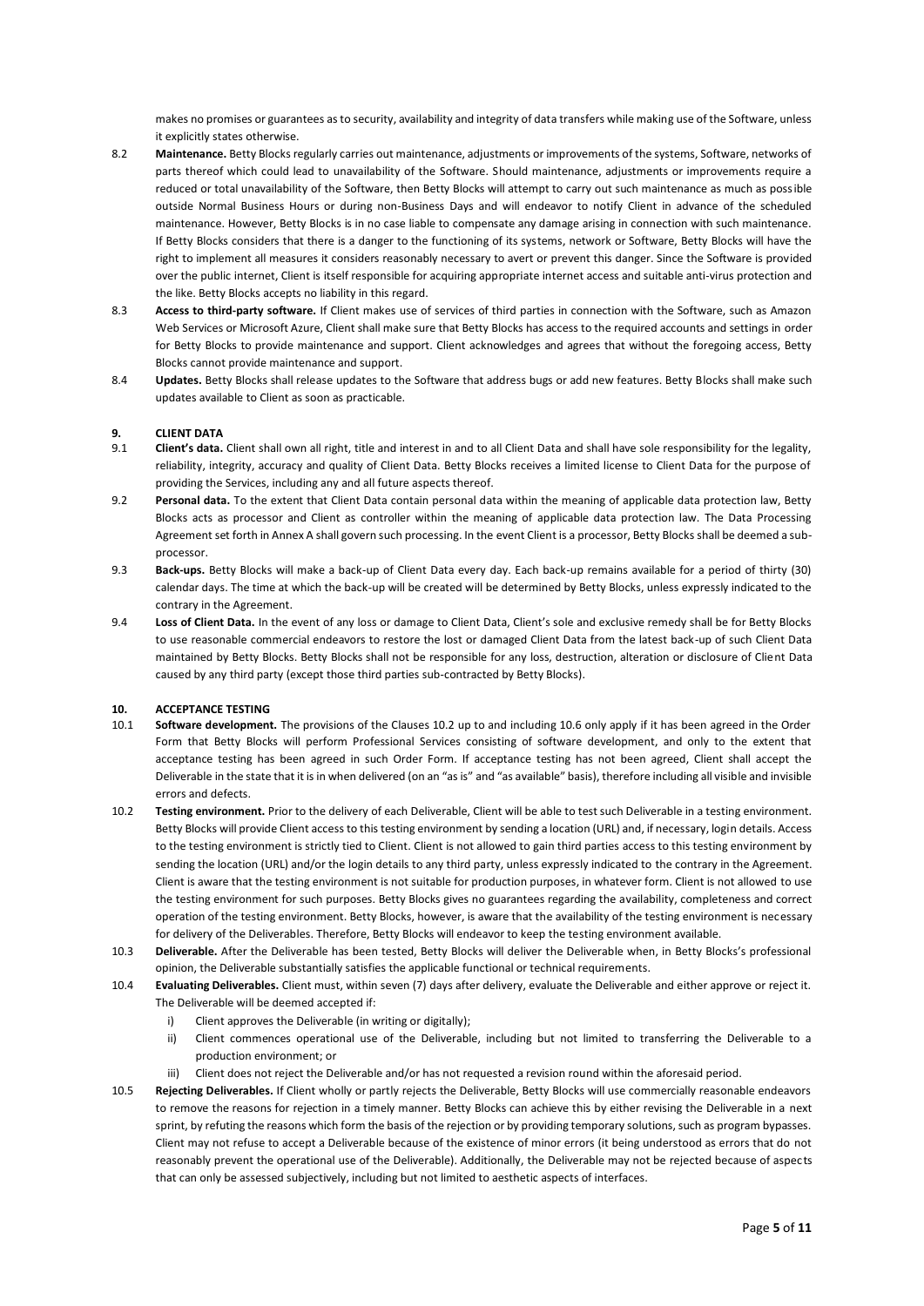makes no promises or guarantees as to security, availability and integrity of data transfers while making use of the Software, unless it explicitly states otherwise.

8.2 **Maintenance.** Betty Blocks regularly carries out maintenance, adjustments or improvements of the systems, Software, networks of parts thereof which could lead to unavailability of the Software. Should maintenance, adjustments or improvements require a reduced or total unavailability of the Software, then Betty Blocks will attempt to carry out such maintenance as much as possible outside Normal Business Hours or during non-Business Days and will endeavor to notify Client in advance of the scheduled maintenance. However, Betty Blocks is in no case liable to compensate any damage arising in connection with such maintenance. If Betty Blocks considers that there is a danger to the functioning of its systems, network or Software, Betty Blocks will have the right to implement all measures it considers reasonably necessary to avert or prevent this danger. Since the Software is provided over the public internet, Client is itself responsible for acquiring appropriate internet access and suitable anti-virus protection and the like. Betty Blocks accepts no liability in this regard.

8.3 **Access to third-party software.** If Client makes use of services of third parties in connection with the Software, such as Amazon Web Services or Microsoft Azure, Client shall make sure that Betty Blocks has access to the required accounts and settings in order for Betty Blocks to provide maintenance and support. Client acknowledges and agrees that without the foregoing access, Betty Blocks cannot provide maintenance and support.

8.4 **Updates.** Betty Blocks shall release updates to the Software that address bugs or add new features. Betty Blocks shall make such updates available to Client as soon as practicable.

## 9. CLIENT DATA

9.1 **Client's data.** Client shall own all right, title and interest in and to all Client Data and shall have sole responsibility for the legality, reliability, integrity, accuracy and quality of Client Data. Betty Blocks receives a limited license to Client Data for the purpose of providing the Services, including any and all future aspects thereof.

9.2 **Personal data.** To the extent that Client Data contain personal data within the meaning of applicable data protection law, Betty Blocks acts as processor and Client as controller within the meaning of applicable data protection law. The Data Processing Agreement set forth in Annex A shall govern such processing. In the event Client is a processor, Betty Blocks shall be deemed a sub-processor.

9.3 **Back-ups.** Betty Blocks will make a back-up of Client Data every day. Each back-up remains available for a period of thirty (30) calendar days. The time at which the back-up will be created will be determined by Betty Blocks, unless expressly indicated to the contrary in the Agreement.

9.4 **Loss of Client Data.** In the event of any loss or damage to Client Data, Client's sole and exclusive remedy shall be for Betty Blocks to use reasonable commercial endeavors to restore the lost or damaged Client Data from the latest back-up of such Client Data maintained by Betty Blocks. Betty Blocks shall not be responsible for any loss, destruction, alteration or disclosure of Client Data caused by any third party (except those third parties sub-contracted by Betty Blocks).

## 10. ACCEPTANCE TESTING

10.1 **Software development.** The provisions of the Clauses 10.2 up to and including 10.6 only apply if it has been agreed in the Order Form that Betty Blocks will perform Professional Services consisting of software development, and only to the extent that acceptance testing has been agreed in such Order Form. If acceptance testing has not been agreed, Client shall accept the Deliverable in the state that it is in when delivered (on an "as is" and "as available" basis), therefore including all visible and invisible errors and defects.

10.2 **Testing environment.** Prior to the delivery of each Deliverable, Client will be able to test such Deliverable in a testing environment. Betty Blocks will provide Client access to this testing environment by sending a location (URL) and, if necessary, login details. Access to the testing environment is strictly tied to Client. Client is not allowed to gain third parties access to this testing environment by sending the location (URL) and/or the login details to any third party, unless expressly indicated to the contrary in the Agreement. Client is aware that the testing environment is not suitable for production purposes, in whatever form. Client is not allowed to use the testing environment for such purposes. Betty Blocks gives no guarantees regarding the availability, completeness and correct operation of the testing environment. Betty Blocks, however, is aware that the availability of the testing environment is necessary for delivery of the Deliverables. Therefore, Betty Blocks will endeavor to keep the testing environment available.

10.3 **Deliverable.** After the Deliverable has been tested, Betty Blocks will deliver the Deliverable when, in Betty Blocks's professional opinion, the Deliverable substantially satisfies the applicable functional or technical requirements.

10.4 **Evaluating Deliverables.** Client must, within seven (7) days after delivery, evaluate the Deliverable and either approve or reject it. The Deliverable will be deemed accepted if:

   i) Client approves the Deliverable (in writing or digitally);
   ii) Client commences operational use of the Deliverable, including but not limited to transferring the Deliverable to a production environment; or
   iii) Client does not reject the Deliverable and/or has not requested a revision round within the aforesaid period.

10.5 **Rejecting Deliverables.** If Client wholly or partly rejects the Deliverable, Betty Blocks will use commercially reasonable endeavors to remove the reasons for rejection in a timely manner. Betty Blocks can achieve this by either revising the Deliverable in a next sprint, by refuting the reasons which form the basis of the rejection or by providing temporary solutions, such as program bypasses. Client may not refuse to accept a Deliverable because of the existence of minor errors (it being understood as errors that do not reasonably prevent the operational use of the Deliverable). Additionally, the Deliverable may not be rejected because of aspects that can only be assessed subjectively, including but not limited to aesthetic aspects of interfaces.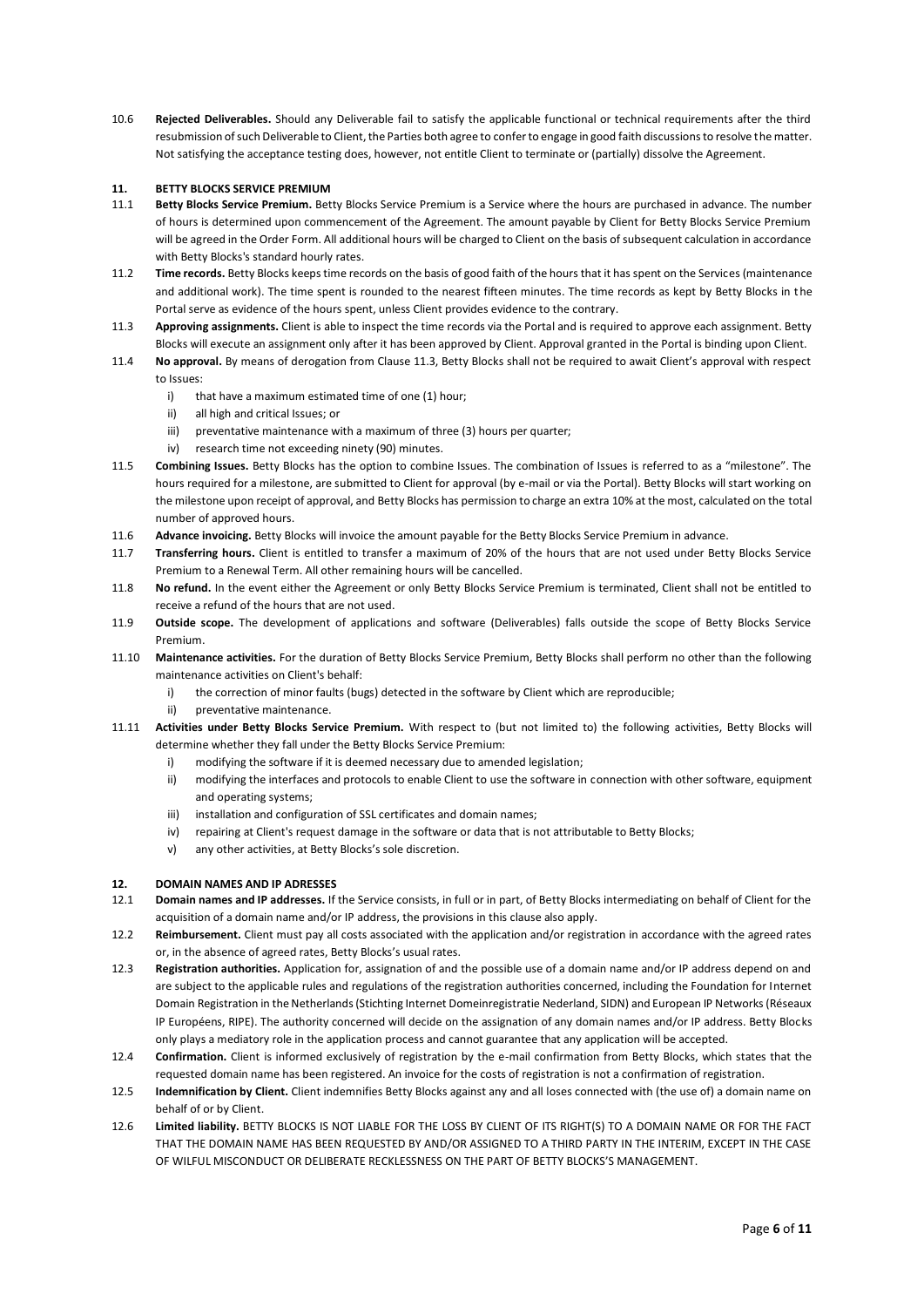10.6 **Rejected Deliverables.** Should any Deliverable fail to satisfy the applicable functional or technical requirements after the third resubmission of such Deliverable to Client, the Parties both agree to confer to engage in good faith discussions to resolve the matter. Not satisfying the acceptance testing does, however, not entitle Client to terminate or (partially) dissolve the Agreement.

## 11. BETTY BLOCKS SERVICE PREMIUM

11.1 **Betty Blocks Service Premium.** Betty Blocks Service Premium is a Service where the hours are purchased in advance. The number of hours is determined upon commencement of the Agreement. The amount payable by Client for Betty Blocks Service Premium will be agreed in the Order Form. All additional hours will be charged to Client on the basis of subsequent calculation in accordance with Betty Blocks's standard hourly rates.

11.2 **Time records.** Betty Blocks keeps time records on the basis of good faith of the hours that it has spent on the Services (maintenance and additional work). The time spent is rounded to the nearest fifteen minutes. The time records as kept by Betty Blocks in the Portal serve as evidence of the hours spent, unless Client provides evidence to the contrary.

11.3 **Approving assignments.** Client is able to inspect the time records via the Portal and is required to approve each assignment. Betty Blocks will execute an assignment only after it has been approved by Client. Approval granted in the Portal is binding upon Client.

11.4 **No approval.** By means of derogation from Clause 11.3, Betty Blocks shall not be required to await Client's approval with respect to Issues:

   i) that have a maximum estimated time of one (1) hour;
   ii) all high and critical Issues; or
   iii) preventative maintenance with a maximum of three (3) hours per quarter;
   iv) research time not exceeding ninety (90) minutes.

11.5 **Combining Issues.** Betty Blocks has the option to combine Issues. The combination of Issues is referred to as a "milestone". The hours required for a milestone, are submitted to Client for approval (by e-mail or via the Portal). Betty Blocks will start working on the milestone upon receipt of approval, and Betty Blocks has permission to charge an extra 10% at the most, calculated on the total number of approved hours.

11.6 **Advance invoicing.** Betty Blocks will invoice the amount payable for the Betty Blocks Service Premium in advance.

11.7 **Transferring hours.** Client is entitled to transfer a maximum of 20% of the hours that are not used under Betty Blocks Service Premium to a Renewal Term. All other remaining hours will be cancelled.

11.8 **No refund.** In the event either the Agreement or only Betty Blocks Service Premium is terminated, Client shall not be entitled to receive a refund of the hours that are not used.

11.9 **Outside scope.** The development of applications and software (Deliverables) falls outside the scope of Betty Blocks Service Premium.

11.10 **Maintenance activities.** For the duration of Betty Blocks Service Premium, Betty Blocks shall perform no other than the following maintenance activities on Client's behalf:

   i) the correction of minor faults (bugs) detected in the software by Client which are reproducible;
   ii) preventative maintenance.

11.11 **Activities under Betty Blocks Service Premium.** With respect to (but not limited to) the following activities, Betty Blocks will determine whether they fall under the Betty Blocks Service Premium:

   i) modifying the software if it is deemed necessary due to amended legislation;
   ii) modifying the interfaces and protocols to enable Client to use the software in connection with other software, equipment and operating systems;
   iii) installation and configuration of SSL certificates and domain names;
   iv) repairing at Client's request damage in the software or data that is not attributable to Betty Blocks;
   v) any other activities, at Betty Blocks's sole discretion.

## 12. DOMAIN NAMES AND IP ADRESSES

12.1 **Domain names and IP addresses.** If the Service consists, in full or in part, of Betty Blocks intermediating on behalf of Client for the acquisition of a domain name and/or IP address, the provisions in this clause also apply.

12.2 **Reimbursement.** Client must pay all costs associated with the application and/or registration in accordance with the agreed rates or, in the absence of agreed rates, Betty Blocks's usual rates.

12.3 **Registration authorities.** Application for, assignation of and the possible use of a domain name and/or IP address depend on and are subject to the applicable rules and regulations of the registration authorities concerned, including the Foundation for Internet Domain Registration in the Netherlands (Stichting Internet Domeinregistratie Nederland, SIDN) and European IP Networks (Réseaux IP Européens, RIPE). The authority concerned will decide on the assignation of any domain names and/or IP address. Betty Blocks only plays a mediatory role in the application process and cannot guarantee that any application will be accepted.

12.4 **Confirmation.** Client is informed exclusively of registration by the e-mail confirmation from Betty Blocks, which states that the requested domain name has been registered. An invoice for the costs of registration is not a confirmation of registration.

12.5 **Indemnification by Client.** Client indemnifies Betty Blocks against any and all loses connected with (the use of) a domain name on behalf of or by Client.

12.6 **Limited liability.** BETTY BLOCKS IS NOT LIABLE FOR THE LOSS BY CLIENT OF ITS RIGHT(S) TO A DOMAIN NAME OR FOR THE FACT THAT THE DOMAIN NAME HAS BEEN REQUESTED BY AND/OR ASSIGNED TO A THIRD PARTY IN THE INTERIM, EXCEPT IN THE CASE OF WILFUL MISCONDUCT OR DELIBERATE RECKLESSNESS ON THE PART OF BETTY BLOCKS'S MANAGEMENT.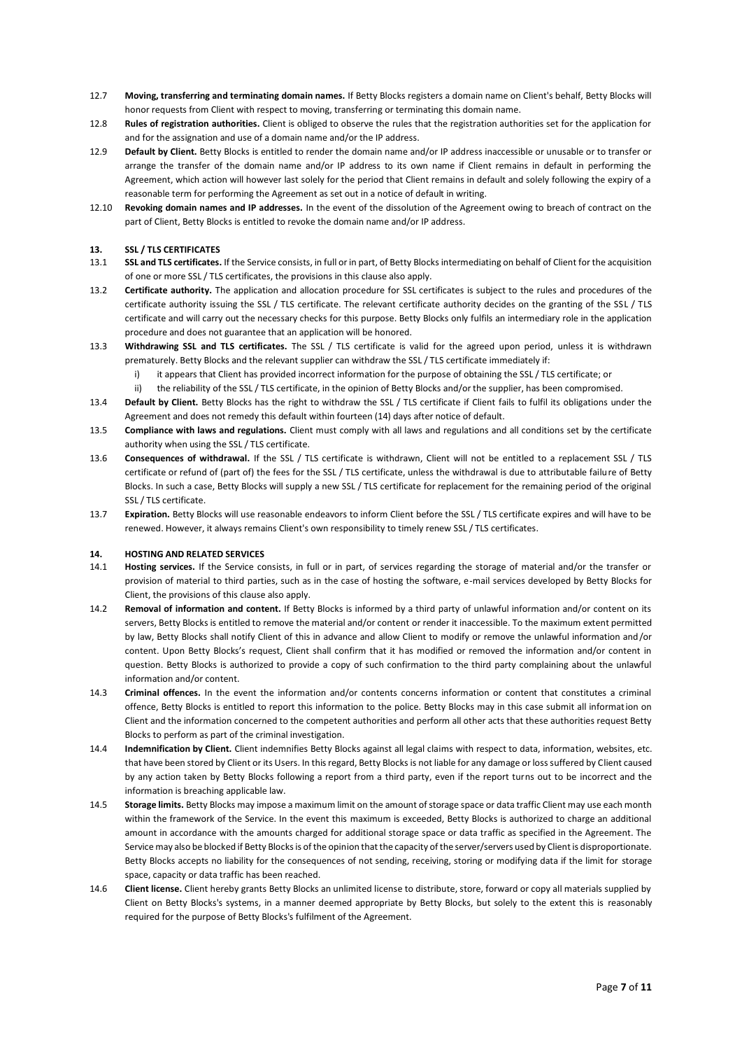12.7 **Moving, transferring and terminating domain names.** If Betty Blocks registers a domain name on Client's behalf, Betty Blocks will honor requests from Client with respect to moving, transferring or terminating this domain name.

12.8 **Rules of registration authorities.** Client is obliged to observe the rules that the registration authorities set for the application for and for the assignation and use of a domain name and/or the IP address.

12.9 **Default by Client.** Betty Blocks is entitled to render the domain name and/or IP address inaccessible or unusable or to transfer or arrange the transfer of the domain name and/or IP address to its own name if Client remains in default in performing the Agreement, which action will however last solely for the period that Client remains in default and solely following the expiry of a reasonable term for performing the Agreement as set out in a notice of default in writing.

12.10 **Revoking domain names and IP addresses.** In the event of the dissolution of the Agreement owing to breach of contract on the part of Client, Betty Blocks is entitled to revoke the domain name and/or IP address.

## 13. SSL / TLS CERTIFICATES

13.1 **SSL and TLS certificates.** If the Service consists, in full or in part, of Betty Blocks intermediating on behalf of Client for the acquisition of one or more SSL / TLS certificates, the provisions in this clause also apply.

13.2 **Certificate authority.** The application and allocation procedure for SSL certificates is subject to the rules and procedures of the certificate authority issuing the SSL / TLS certificate. The relevant certificate authority decides on the granting of the SSL / TLS certificate and will carry out the necessary checks for this purpose. Betty Blocks only fulfils an intermediary role in the application procedure and does not guarantee that an application will be honored.

13.3 **Withdrawing SSL and TLS certificates.** The SSL / TLS certificate is valid for the agreed upon period, unless it is withdrawn prematurely. Betty Blocks and the relevant supplier can withdraw the SSL / TLS certificate immediately if:

i) it appears that Client has provided incorrect information for the purpose of obtaining the SSL / TLS certificate; or

ii) the reliability of the SSL / TLS certificate, in the opinion of Betty Blocks and/or the supplier, has been compromised.

13.4 **Default by Client.** Betty Blocks has the right to withdraw the SSL / TLS certificate if Client fails to fulfil its obligations under the Agreement and does not remedy this default within fourteen (14) days after notice of default.

13.5 **Compliance with laws and regulations.** Client must comply with all laws and regulations and all conditions set by the certificate authority when using the SSL / TLS certificate.

13.6 **Consequences of withdrawal.** If the SSL / TLS certificate is withdrawn, Client will not be entitled to a replacement SSL / TLS certificate or refund of (part of) the fees for the SSL / TLS certificate, unless the withdrawal is due to attributable failure of Betty Blocks. In such a case, Betty Blocks will supply a new SSL / TLS certificate for replacement for the remaining period of the original SSL / TLS certificate.

13.7 **Expiration.** Betty Blocks will use reasonable endeavors to inform Client before the SSL / TLS certificate expires and will have to be renewed. However, it always remains Client's own responsibility to timely renew SSL / TLS certificates.

## 14. HOSTING AND RELATED SERVICES

14.1 **Hosting services.** If the Service consists, in full or in part, of services regarding the storage of material and/or the transfer or provision of material to third parties, such as in the case of hosting the software, e-mail services developed by Betty Blocks for Client, the provisions of this clause also apply.

14.2 **Removal of information and content.** If Betty Blocks is informed by a third party of unlawful information and/or content on its servers, Betty Blocks is entitled to remove the material and/or content or render it inaccessible. To the maximum extent permitted by law, Betty Blocks shall notify Client of this in advance and allow Client to modify or remove the unlawful information and/or content. Upon Betty Blocks's request, Client shall confirm that it has modified or removed the information and/or content in question. Betty Blocks is authorized to provide a copy of such confirmation to the third party complaining about the unlawful information and/or content.

14.3 **Criminal offences.** In the event the information and/or contents concerns information or content that constitutes a criminal offence, Betty Blocks is entitled to report this information to the police. Betty Blocks may in this case submit all information on Client and the information concerned to the competent authorities and perform all other acts that these authorities request Betty Blocks to perform as part of the criminal investigation.

14.4 **Indemnification by Client.** Client indemnifies Betty Blocks against all legal claims with respect to data, information, websites, etc. that have been stored by Client or its Users. In this regard, Betty Blocks is not liable for any damage or loss suffered by Client caused by any action taken by Betty Blocks following a report from a third party, even if the report turns out to be incorrect and the information is breaching applicable law.

14.5 **Storage limits.** Betty Blocks may impose a maximum limit on the amount of storage space or data traffic Client may use each month within the framework of the Service. In the event this maximum is exceeded, Betty Blocks is authorized to charge an additional amount in accordance with the amounts charged for additional storage space or data traffic as specified in the Agreement. The Service may also be blocked if Betty Blocks is of the opinion that the capacity of the server/servers used by Client is disproportionate. Betty Blocks accepts no liability for the consequences of not sending, receiving, storing or modifying data if the limit for storage space, capacity or data traffic has been reached.

14.6 **Client license.** Client hereby grants Betty Blocks an unlimited license to distribute, store, forward or copy all materials supplied by Client on Betty Blocks's systems, in a manner deemed appropriate by Betty Blocks, but solely to the extent this is reasonably required for the purpose of Betty Blocks's fulfilment of the Agreement.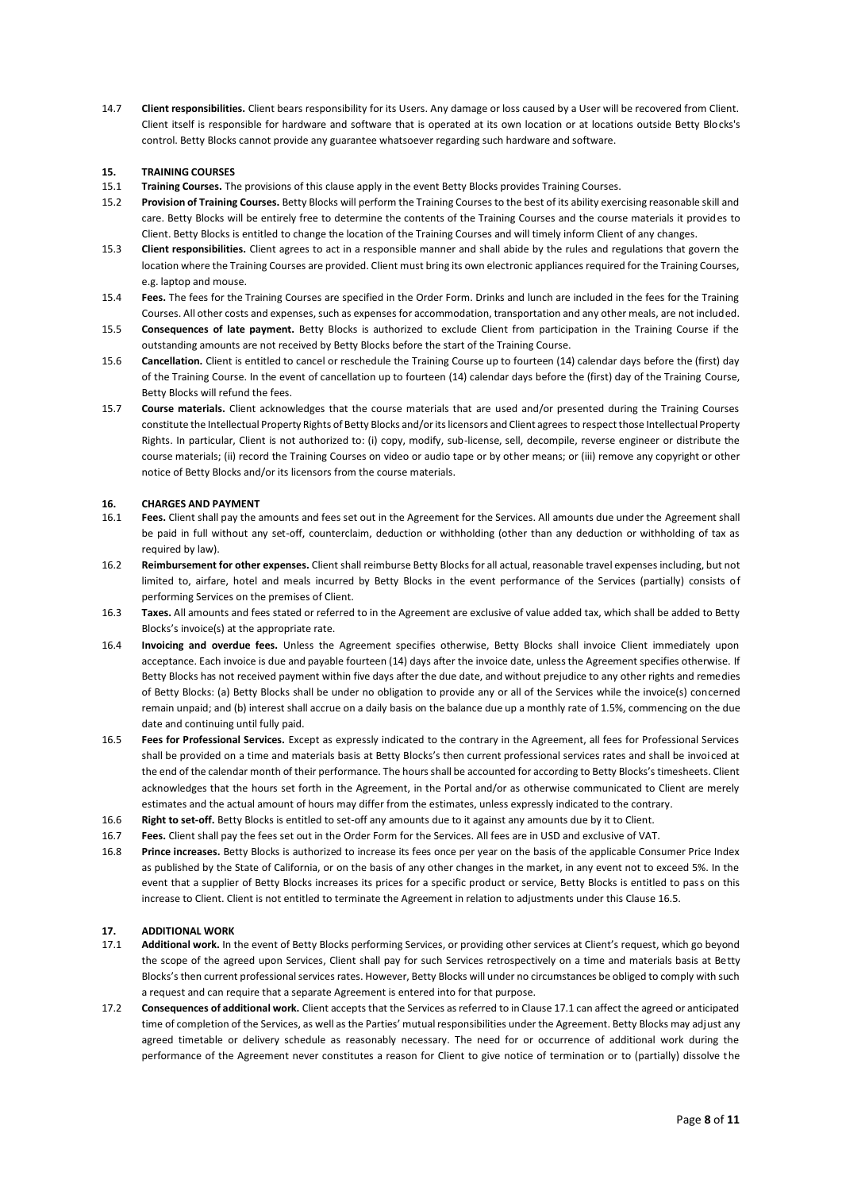14.7 **Client responsibilities.** Client bears responsibility for its Users. Any damage or loss caused by a User will be recovered from Client. Client itself is responsible for hardware and software that is operated at its own location or at locations outside Betty Blocks's control. Betty Blocks cannot provide any guarantee whatsoever regarding such hardware and software.

## 15. TRAINING COURSES

15.1 **Training Courses.** The provisions of this clause apply in the event Betty Blocks provides Training Courses.

15.2 **Provision of Training Courses.** Betty Blocks will perform the Training Courses to the best of its ability exercising reasonable skill and care. Betty Blocks will be entirely free to determine the contents of the Training Courses and the course materials it provides to Client. Betty Blocks is entitled to change the location of the Training Courses and will timely inform Client of any changes.

15.3 **Client responsibilities.** Client agrees to act in a responsible manner and shall abide by the rules and regulations that govern the location where the Training Courses are provided. Client must bring its own electronic appliances required for the Training Courses, e.g. laptop and mouse.

15.4 **Fees.** The fees for the Training Courses are specified in the Order Form. Drinks and lunch are included in the fees for the Training Courses. All other costs and expenses, such as expenses for accommodation, transportation and any other meals, are not included.

15.5 **Consequences of late payment.** Betty Blocks is authorized to exclude Client from participation in the Training Course if the outstanding amounts are not received by Betty Blocks before the start of the Training Course.

15.6 **Cancellation.** Client is entitled to cancel or reschedule the Training Course up to fourteen (14) calendar days before the (first) day of the Training Course. In the event of cancellation up to fourteen (14) calendar days before the (first) day of the Training Course, Betty Blocks will refund the fees.

15.7 **Course materials.** Client acknowledges that the course materials that are used and/or presented during the Training Courses constitute the Intellectual Property Rights of Betty Blocks and/or its licensors and Client agrees to respect those Intellectual Property Rights. In particular, Client is not authorized to: (i) copy, modify, sub-license, sell, decompile, reverse engineer or distribute the course materials; (ii) record the Training Courses on video or audio tape or by other means; or (iii) remove any copyright or other notice of Betty Blocks and/or its licensors from the course materials.

## 16. CHARGES AND PAYMENT

16.1 **Fees.** Client shall pay the amounts and fees set out in the Agreement for the Services. All amounts due under the Agreement shall be paid in full without any set-off, counterclaim, deduction or withholding (other than any deduction or withholding of tax as required by law).

16.2 **Reimbursement for other expenses.** Client shall reimburse Betty Blocks for all actual, reasonable travel expenses including, but not limited to, airfare, hotel and meals incurred by Betty Blocks in the event performance of the Services (partially) consists of performing Services on the premises of Client.

16.3 **Taxes.** All amounts and fees stated or referred to in the Agreement are exclusive of value added tax, which shall be added to Betty Blocks's invoice(s) at the appropriate rate.

16.4 **Invoicing and overdue fees.** Unless the Agreement specifies otherwise, Betty Blocks shall invoice Client immediately upon acceptance. Each invoice is due and payable fourteen (14) days after the invoice date, unless the Agreement specifies otherwise. If Betty Blocks has not received payment within five days after the due date, and without prejudice to any other rights and remedies of Betty Blocks: (a) Betty Blocks shall be under no obligation to provide any or all of the Services while the invoice(s) concerned remain unpaid; and (b) interest shall accrue on a daily basis on the balance due up a monthly rate of 1.5%, commencing on the due date and continuing until fully paid.

16.5 **Fees for Professional Services.** Except as expressly indicated to the contrary in the Agreement, all fees for Professional Services shall be provided on a time and materials basis at Betty Blocks's then current professional services rates and shall be invoiced at the end of the calendar month of their performance. The hours shall be accounted for according to Betty Blocks's timesheets. Client acknowledges that the hours set forth in the Agreement, in the Portal and/or as otherwise communicated to Client are merely estimates and the actual amount of hours may differ from the estimates, unless expressly indicated to the contrary.

16.6 **Right to set-off.** Betty Blocks is entitled to set-off any amounts due to it against any amounts due by it to Client.

16.7 **Fees.** Client shall pay the fees set out in the Order Form for the Services. All fees are in USD and exclusive of VAT.

16.8 **Prince increases.** Betty Blocks is authorized to increase its fees once per year on the basis of the applicable Consumer Price Index as published by the State of California, or on the basis of any other changes in the market, in any event not to exceed 5%. In the event that a supplier of Betty Blocks increases its prices for a specific product or service, Betty Blocks is entitled to pass on this increase to Client. Client is not entitled to terminate the Agreement in relation to adjustments under this Clause 16.5.

## 17. ADDITIONAL WORK

17.1 **Additional work.** In the event of Betty Blocks performing Services, or providing other services at Client's request, which go beyond the scope of the agreed upon Services, Client shall pay for such Services retrospectively on a time and materials basis at Betty Blocks's then current professional services rates. However, Betty Blocks will under no circumstances be obliged to comply with such a request and can require that a separate Agreement is entered into for that purpose.

17.2 **Consequences of additional work.** Client accepts that the Services as referred to in Clause 17.1 can affect the agreed or anticipated time of completion of the Services, as well as the Parties' mutual responsibilities under the Agreement. Betty Blocks may adjust any agreed timetable or delivery schedule as reasonably necessary. The need for or occurrence of additional work during the performance of the Agreement never constitutes a reason for Client to give notice of termination or to (partially) dissolve the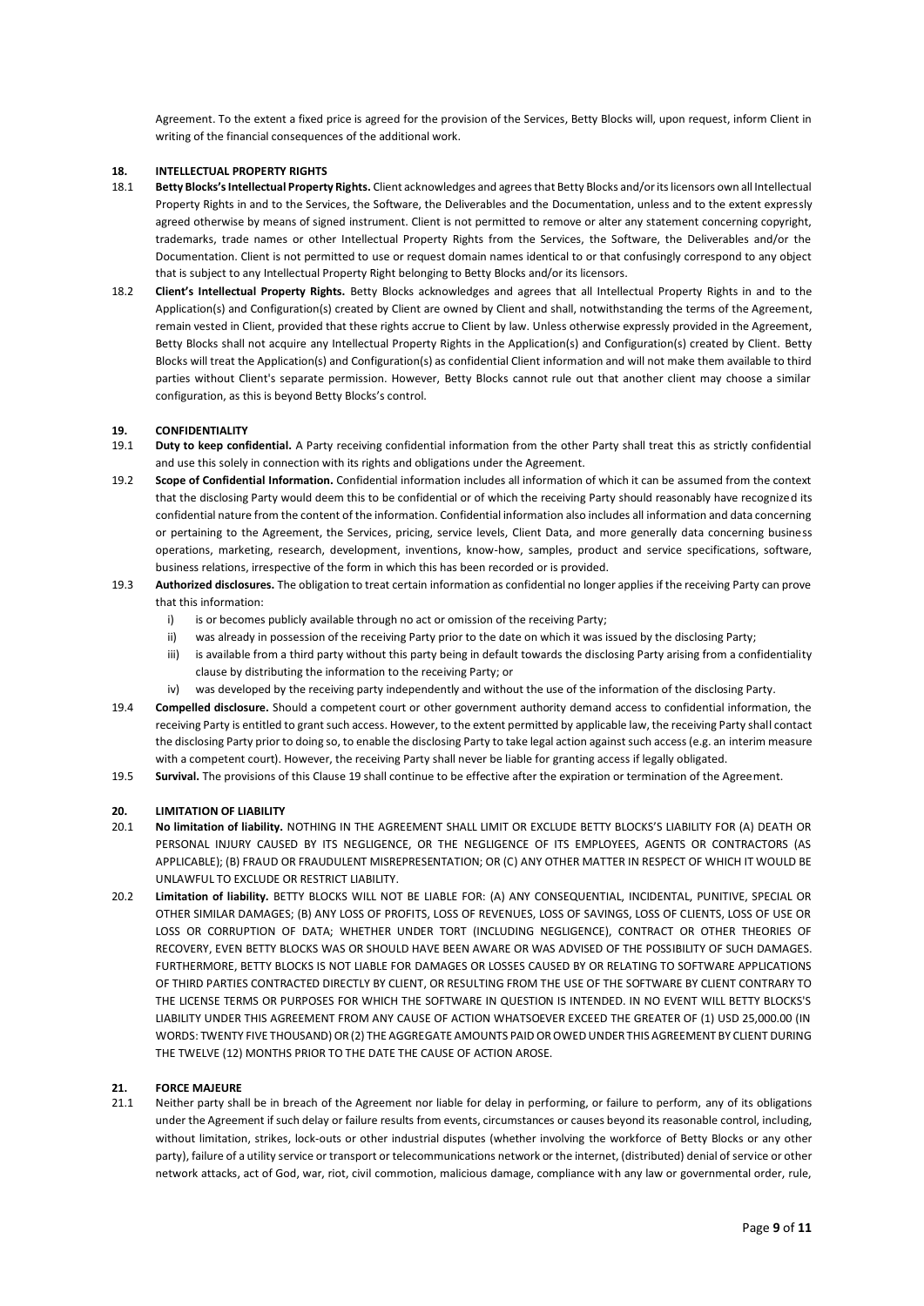Agreement. To the extent a fixed price is agreed for the provision of the Services, Betty Blocks will, upon request, inform Client in writing of the financial consequences of the additional work.

## 18. INTELLECTUAL PROPERTY RIGHTS

18.1 **Betty Blocks's Intellectual Property Rights.** Client acknowledges and agrees that Betty Blocks and/or its licensors own all Intellectual Property Rights in and to the Services, the Software, the Deliverables and the Documentation, unless and to the extent expressly agreed otherwise by means of signed instrument. Client is not permitted to remove or alter any statement concerning copyright, trademarks, trade names or other Intellectual Property Rights from the Services, the Software, the Deliverables and/or the Documentation. Client is not permitted to use or request domain names identical to or that confusingly correspond to any object that is subject to any Intellectual Property Right belonging to Betty Blocks and/or its licensors.

18.2 **Client's Intellectual Property Rights.** Betty Blocks acknowledges and agrees that all Intellectual Property Rights in and to the Application(s) and Configuration(s) created by Client are owned by Client and shall, notwithstanding the terms of the Agreement, remain vested in Client, provided that these rights accrue to Client by law. Unless otherwise expressly provided in the Agreement, Betty Blocks shall not acquire any Intellectual Property Rights in the Application(s) and Configuration(s) created by Client. Betty Blocks will treat the Application(s) and Configuration(s) as confidential Client information and will not make them available to third parties without Client's separate permission. However, Betty Blocks cannot rule out that another client may choose a similar configuration, as this is beyond Betty Blocks's control.

## 19. CONFIDENTIALITY

19.1 **Duty to keep confidential.** A Party receiving confidential information from the other Party shall treat this as strictly confidential and use this solely in connection with its rights and obligations under the Agreement.

19.2 **Scope of Confidential Information.** Confidential information includes all information of which it can be assumed from the context that the disclosing Party would deem this to be confidential or of which the receiving Party should reasonably have recognized its confidential nature from the content of the information. Confidential information also includes all information and data concerning or pertaining to the Agreement, the Services, pricing, service levels, Client Data, and more generally data concerning business operations, marketing, research, development, inventions, know-how, samples, product and service specifications, software, business relations, irrespective of the form in which this has been recorded or is provided.

19.3 **Authorized disclosures.** The obligation to treat certain information as confidential no longer applies if the receiving Party can prove that this information:

  i) is or becomes publicly available through no act or omission of the receiving Party;
  ii) was already in possession of the receiving Party prior to the date on which it was issued by the disclosing Party;
  iii) is available from a third party without this party being in default towards the disclosing Party arising from a confidentiality clause by distributing the information to the receiving Party; or
  iv) was developed by the receiving party independently and without the use of the information of the disclosing Party.

19.4 **Compelled disclosure.** Should a competent court or other government authority demand access to confidential information, the receiving Party is entitled to grant such access. However, to the extent permitted by applicable law, the receiving Party shall contact the disclosing Party prior to doing so, to enable the disclosing Party to take legal action against such access (e.g. an interim measure with a competent court). However, the receiving Party shall never be liable for granting access if legally obligated.

19.5 **Survival.** The provisions of this Clause 19 shall continue to be effective after the expiration or termination of the Agreement.

## 20. LIMITATION OF LIABILITY

20.1 **No limitation of liability.** NOTHING IN THE AGREEMENT SHALL LIMIT OR EXCLUDE BETTY BLOCKS'S LIABILITY FOR (A) DEATH OR PERSONAL INJURY CAUSED BY ITS NEGLIGENCE, OR THE NEGLIGENCE OF ITS EMPLOYEES, AGENTS OR CONTRACTORS (AS APPLICABLE); (B) FRAUD OR FRAUDULENT MISREPRESENTATION; OR (C) ANY OTHER MATTER IN RESPECT OF WHICH IT WOULD BE UNLAWFUL TO EXCLUDE OR RESTRICT LIABILITY.

20.2 **Limitation of liability.** BETTY BLOCKS WILL NOT BE LIABLE FOR: (A) ANY CONSEQUENTIAL, INCIDENTAL, PUNITIVE, SPECIAL OR OTHER SIMILAR DAMAGES; (B) ANY LOSS OF PROFITS, LOSS OF REVENUES, LOSS OF SAVINGS, LOSS OF CLIENTS, LOSS OF USE OR LOSS OR CORRUPTION OF DATA; WHETHER UNDER TORT (INCLUDING NEGLIGENCE), CONTRACT OR OTHER THEORIES OF RECOVERY, EVEN BETTY BLOCKS WAS OR SHOULD HAVE BEEN AWARE OR WAS ADVISED OF THE POSSIBILITY OF SUCH DAMAGES. FURTHERMORE, BETTY BLOCKS IS NOT LIABLE FOR DAMAGES OR LOSSES CAUSED BY OR RELATING TO SOFTWARE APPLICATIONS OF THIRD PARTIES CONTRACTED DIRECTLY BY CLIENT, OR RESULTING FROM THE USE OF THE SOFTWARE BY CLIENT CONTRARY TO THE LICENSE TERMS OR PURPOSES FOR WHICH THE SOFTWARE IN QUESTION IS INTENDED. IN NO EVENT WILL BETTY BLOCKS'S LIABILITY UNDER THIS AGREEMENT FROM ANY CAUSE OF ACTION WHATSOEVER EXCEED THE GREATER OF (1) USD 25,000.00 (IN WORDS: TWENTY FIVE THOUSAND) OR (2) THE AGGREGATE AMOUNTS PAID OR OWED UNDER THIS AGREEMENT BY CLIENT DURING THE TWELVE (12) MONTHS PRIOR TO THE DATE THE CAUSE OF ACTION AROSE.

## 21. FORCE MAJEURE

21.1 Neither party shall be in breach of the Agreement nor liable for delay in performing, or failure to perform, any of its obligations under the Agreement if such delay or failure results from events, circumstances or causes beyond its reasonable control, including, without limitation, strikes, lock-outs or other industrial disputes (whether involving the workforce of Betty Blocks or any other party), failure of a utility service or transport or telecommunications network or the internet, (distributed) denial of service or other network attacks, act of God, war, riot, civil commotion, malicious damage, compliance with any law or governmental order, rule,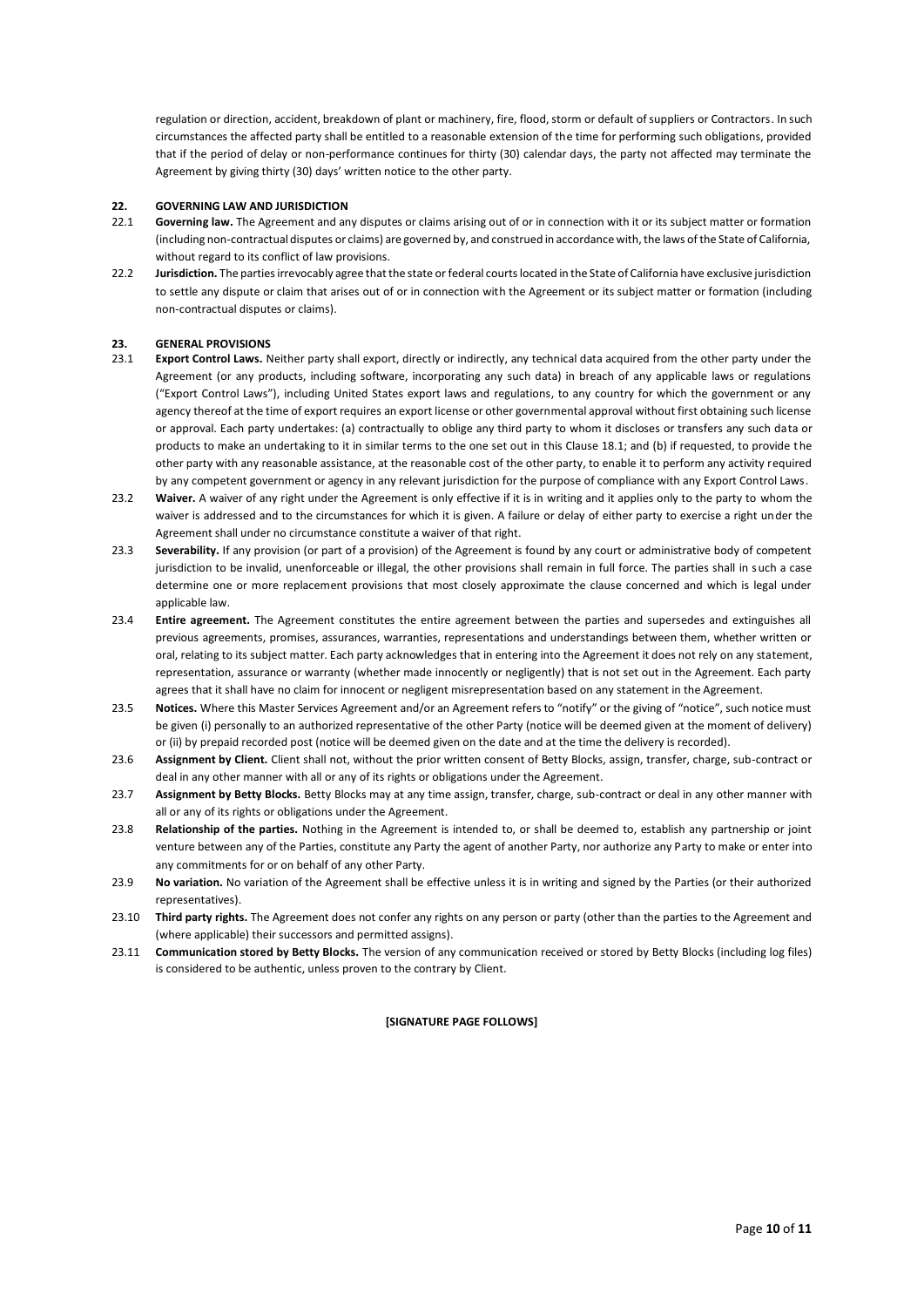regulation or direction, accident, breakdown of plant or machinery, fire, flood, storm or default of suppliers or Contractors. In such circumstances the affected party shall be entitled to a reasonable extension of the time for performing such obligations, provided that if the period of delay or non-performance continues for thirty (30) calendar days, the party not affected may terminate the Agreement by giving thirty (30) days' written notice to the other party.

## 22. GOVERNING LAW AND JURISDICTION

22.1 **Governing law.** The Agreement and any disputes or claims arising out of or in connection with it or its subject matter or formation (including non-contractual disputes or claims) are governed by, and construed in accordance with, the laws of the State of California, without regard to its conflict of law provisions.

22.2 **Jurisdiction.** The parties irrevocably agree that the state or federal courts located in the State of California have exclusive jurisdiction to settle any dispute or claim that arises out of or in connection with the Agreement or its subject matter or formation (including non-contractual disputes or claims).

## 23. GENERAL PROVISIONS

23.1 **Export Control Laws.** Neither party shall export, directly or indirectly, any technical data acquired from the other party under the Agreement (or any products, including software, incorporating any such data) in breach of any applicable laws or regulations ("Export Control Laws"), including United States export laws and regulations, to any country for which the government or any agency thereof at the time of export requires an export license or other governmental approval without first obtaining such license or approval. Each party undertakes: (a) contractually to oblige any third party to whom it discloses or transfers any such data or products to make an undertaking to it in similar terms to the one set out in this Clause 18.1; and (b) if requested, to provide the other party with any reasonable assistance, at the reasonable cost of the other party, to enable it to perform any activity required by any competent government or agency in any relevant jurisdiction for the purpose of compliance with any Export Control Laws.

23.2 **Waiver.** A waiver of any right under the Agreement is only effective if it is in writing and it applies only to the party to whom the waiver is addressed and to the circumstances for which it is given. A failure or delay of either party to exercise a right under the Agreement shall under no circumstance constitute a waiver of that right.

23.3 **Severability.** If any provision (or part of a provision) of the Agreement is found by any court or administrative body of competent jurisdiction to be invalid, unenforceable or illegal, the other provisions shall remain in full force. The parties shall in such a case determine one or more replacement provisions that most closely approximate the clause concerned and which is legal under applicable law.

23.4 **Entire agreement.** The Agreement constitutes the entire agreement between the parties and supersedes and extinguishes all previous agreements, promises, assurances, warranties, representations and understandings between them, whether written or oral, relating to its subject matter. Each party acknowledges that in entering into the Agreement it does not rely on any statement, representation, assurance or warranty (whether made innocently or negligently) that is not set out in the Agreement. Each party agrees that it shall have no claim for innocent or negligent misrepresentation based on any statement in the Agreement.

23.5 **Notices.** Where this Master Services Agreement and/or an Agreement refers to "notify" or the giving of "notice", such notice must be given (i) personally to an authorized representative of the other Party (notice will be deemed given at the moment of delivery) or (ii) by prepaid recorded post (notice will be deemed given on the date and at the time the delivery is recorded).

23.6 **Assignment by Client.** Client shall not, without the prior written consent of Betty Blocks, assign, transfer, charge, sub-contract or deal in any other manner with all or any of its rights or obligations under the Agreement.

23.7 **Assignment by Betty Blocks.** Betty Blocks may at any time assign, transfer, charge, sub-contract or deal in any other manner with all or any of its rights or obligations under the Agreement.

23.8 **Relationship of the parties.** Nothing in the Agreement is intended to, or shall be deemed to, establish any partnership or joint venture between any of the Parties, constitute any Party the agent of another Party, nor authorize any Party to make or enter into any commitments for or on behalf of any other Party.

23.9 **No variation.** No variation of the Agreement shall be effective unless it is in writing and signed by the Parties (or their authorized representatives).

23.10 **Third party rights.** The Agreement does not confer any rights on any person or party (other than the parties to the Agreement and (where applicable) their successors and permitted assigns).

23.11 **Communication stored by Betty Blocks.** The version of any communication received or stored by Betty Blocks (including log files) is considered to be authentic, unless proven to the contrary by Client.

**[SIGNATURE PAGE FOLLOWS]**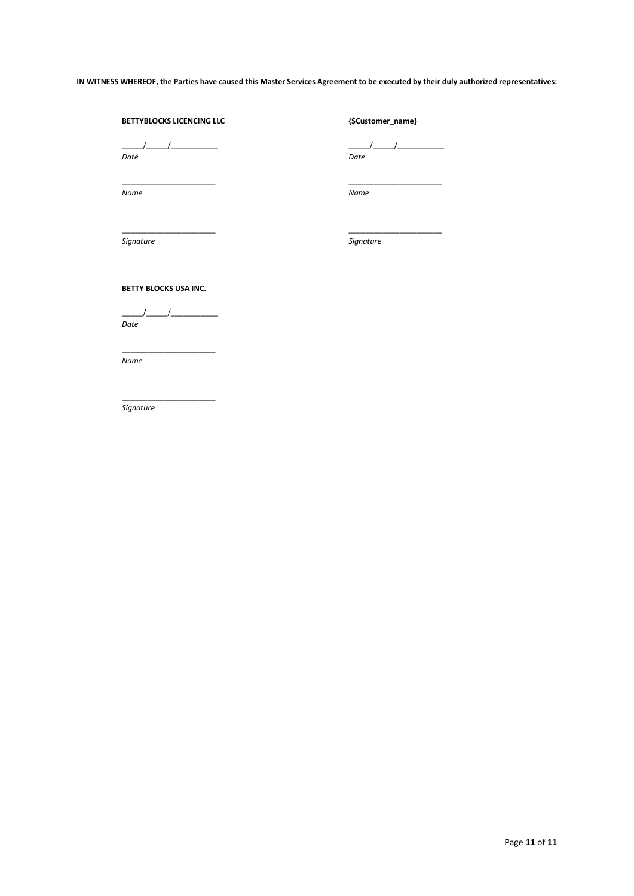**IN WITNESS WHEREOF, the Parties have caused this Master Services Agreement to be executed by their duly authorized representatives:**

| | |
|---|---|
| **BETTYBLOCKS LICENCING LLC** | **{$Customer_name}** |
| _____/_____/___________ | _____/_____/___________ |
| *Date* | *Date* |
| _______________________ | _______________________ |
| *Name* | *Name* |
| _______________________ | _______________________ |
| *Signature* | *Signature* |

**BETTY BLOCKS USA INC.**

_____/_____/___________

*Date*

_______________________

*Name*

_______________________

*Signature*